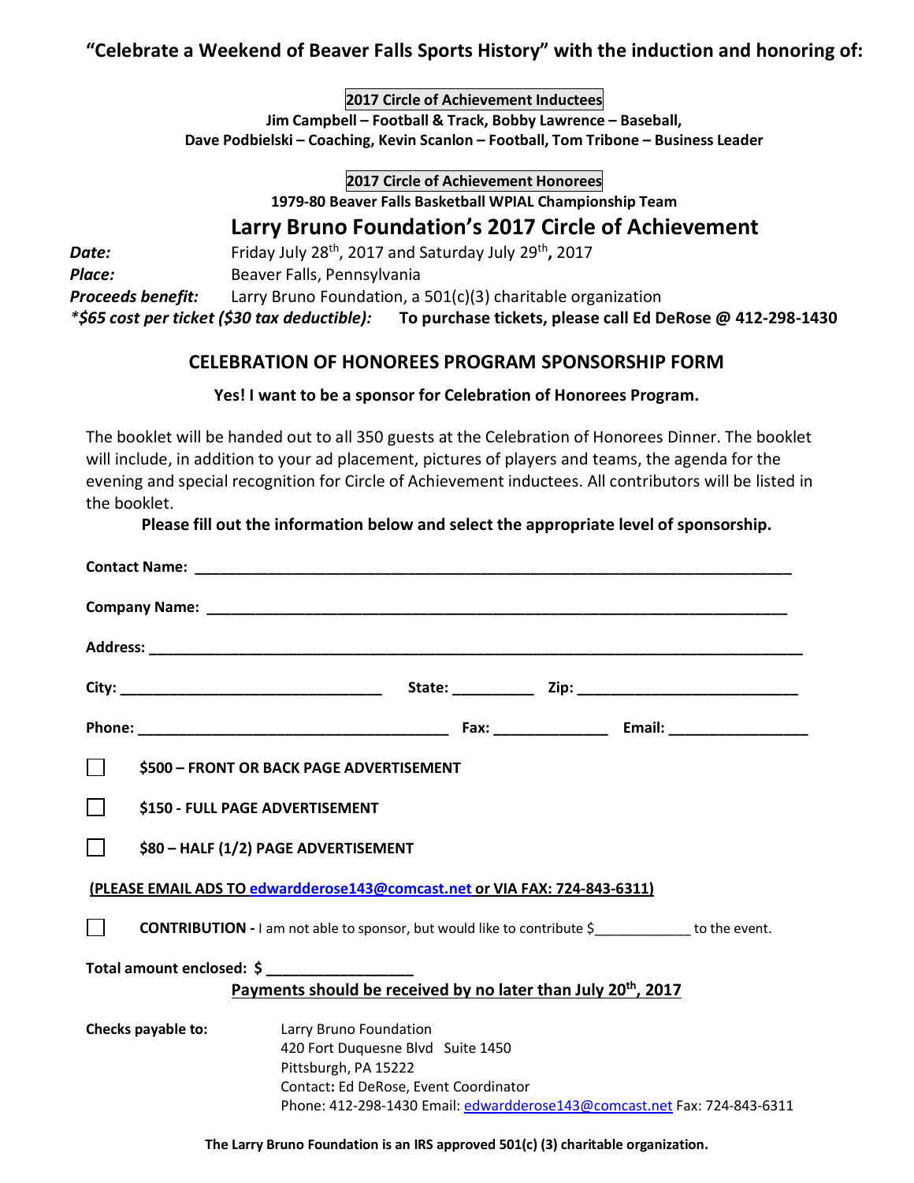**"Celebrate a Weekend of Beaver Falls Sports History" with the induction and honoring of:**

**2017 Circle of Achievement Inductees**

**Jim Campbell – Football & Track, Bobby Lawrence – Baseball,**
**Dave Podbielski – Coaching, Kevin Scanlon – Football, Tom Tribone – Business Leader**

**2017 Circle of Achievement Honorees**

**1979-80 Beaver Falls Basketball WPIAL Championship Team**

## Larry Bruno Foundation's 2017 Circle of Achievement

***Date:*** Friday July 28th, 2017 and Saturday July 29th, 2017
***Place:*** Beaver Falls, Pennsylvania
***Proceeds benefit:*** Larry Bruno Foundation, a 501(c)(3) charitable organization
***\*$65 cost per ticket ($30 tax deductible):*** **To purchase tickets, please call Ed DeRose @ 412-298-1430**

## CELEBRATION OF HONOREES PROGRAM SPONSORSHIP FORM

**Yes! I want to be a sponsor for Celebration of Honorees Program.**

The booklet will be handed out to all 350 guests at the Celebration of Honorees Dinner. The booklet will include, in addition to your ad placement, pictures of players and teams, the agenda for the evening and special recognition for Circle of Achievement inductees. All contributors will be listed in the booklet.

**Please fill out the information below and select the appropriate level of sponsorship.**

**Contact Name:** ______________________________

**Company Name:** ______________________________

**Address:** ______________________________

**City:** ______________ **State:** ________ **Zip:** ______________

**Phone:** ______________ **Fax:** ________ **Email:** ______________

☐ **$500 – FRONT OR BACK PAGE ADVERTISEMENT**

☐ **$150 - FULL PAGE ADVERTISEMENT**

☐ **$80 – HALF (1/2) PAGE ADVERTISEMENT**

**(PLEASE EMAIL ADS TO edwardderose143@comcast.net or VIA FAX: 724-843-6311)**

☐ **CONTRIBUTION -** I am not able to sponsor, but would like to contribute $__________ to the event.

**Total amount enclosed: $** ______________

**Payments should be received by no later than July 20th, 2017**

**Checks payable to:**

Larry Bruno Foundation
420 Fort Duquesne Blvd Suite 1450
Pittsburgh, PA 15222
Contact: Ed DeRose, Event Coordinator
Phone: 412-298-1430 Email: edwardderose143@comcast.net Fax: 724-843-6311

**The Larry Bruno Foundation is an IRS approved 501(c) (3) charitable organization.**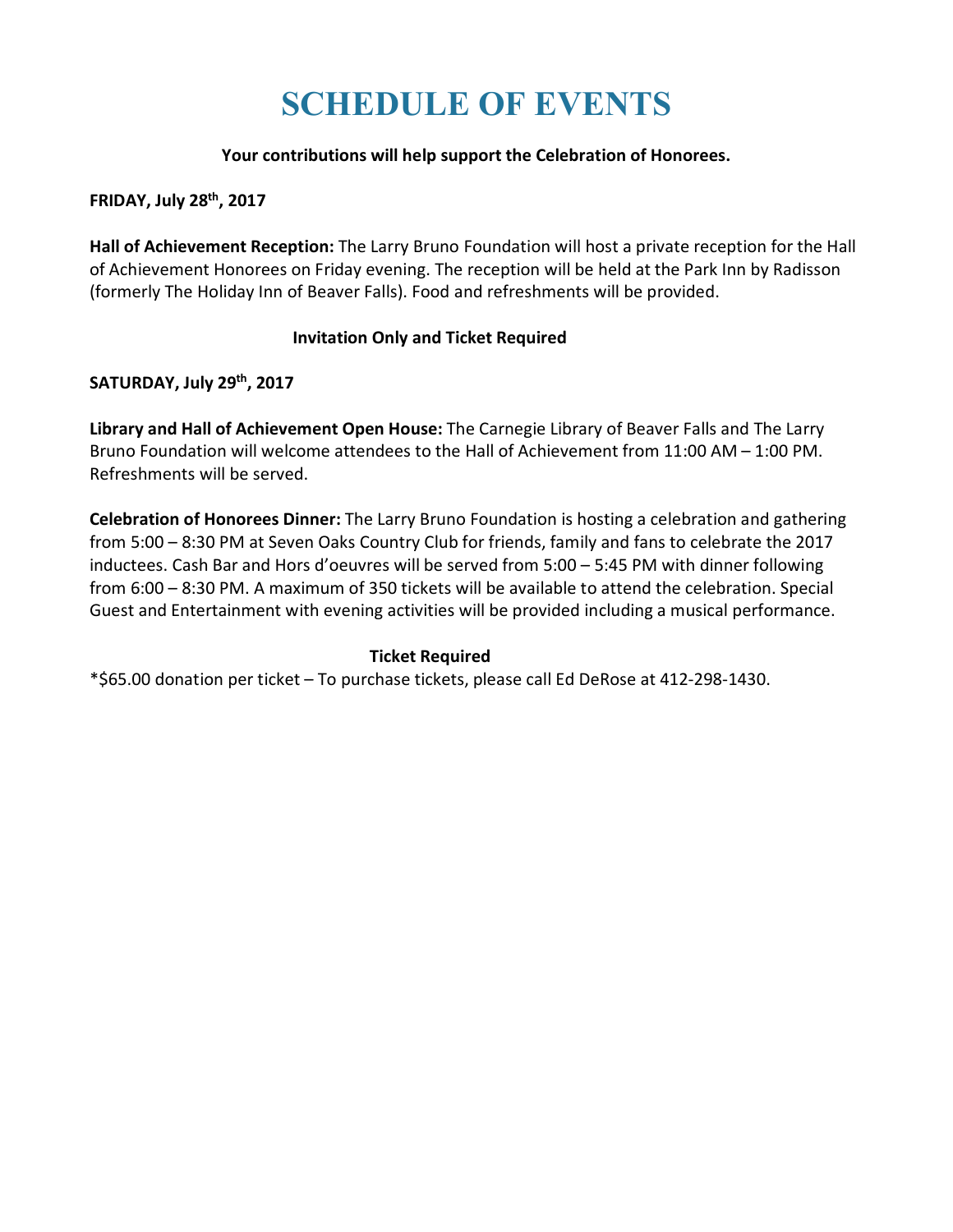# SCHEDULE OF EVENTS

**Your contributions will help support the Celebration of Honorees.**

**FRIDAY, July 28th, 2017**

**Hall of Achievement Reception:** The Larry Bruno Foundation will host a private reception for the Hall of Achievement Honorees on Friday evening. The reception will be held at the Park Inn by Radisson (formerly The Holiday Inn of Beaver Falls). Food and refreshments will be provided.

**Invitation Only and Ticket Required**

**SATURDAY, July 29th, 2017**

**Library and Hall of Achievement Open House:** The Carnegie Library of Beaver Falls and The Larry Bruno Foundation will welcome attendees to the Hall of Achievement from 11:00 AM – 1:00 PM. Refreshments will be served.

**Celebration of Honorees Dinner:** The Larry Bruno Foundation is hosting a celebration and gathering from 5:00 – 8:30 PM at Seven Oaks Country Club for friends, family and fans to celebrate the 2017 inductees. Cash Bar and Hors d'oeuvres will be served from 5:00 – 5:45 PM with dinner following from 6:00 – 8:30 PM. A maximum of 350 tickets will be available to attend the celebration. Special Guest and Entertainment with evening activities will be provided including a musical performance.

**Ticket Required**

*$65.00 donation per ticket – To purchase tickets, please call Ed DeRose at 412-298-1430.